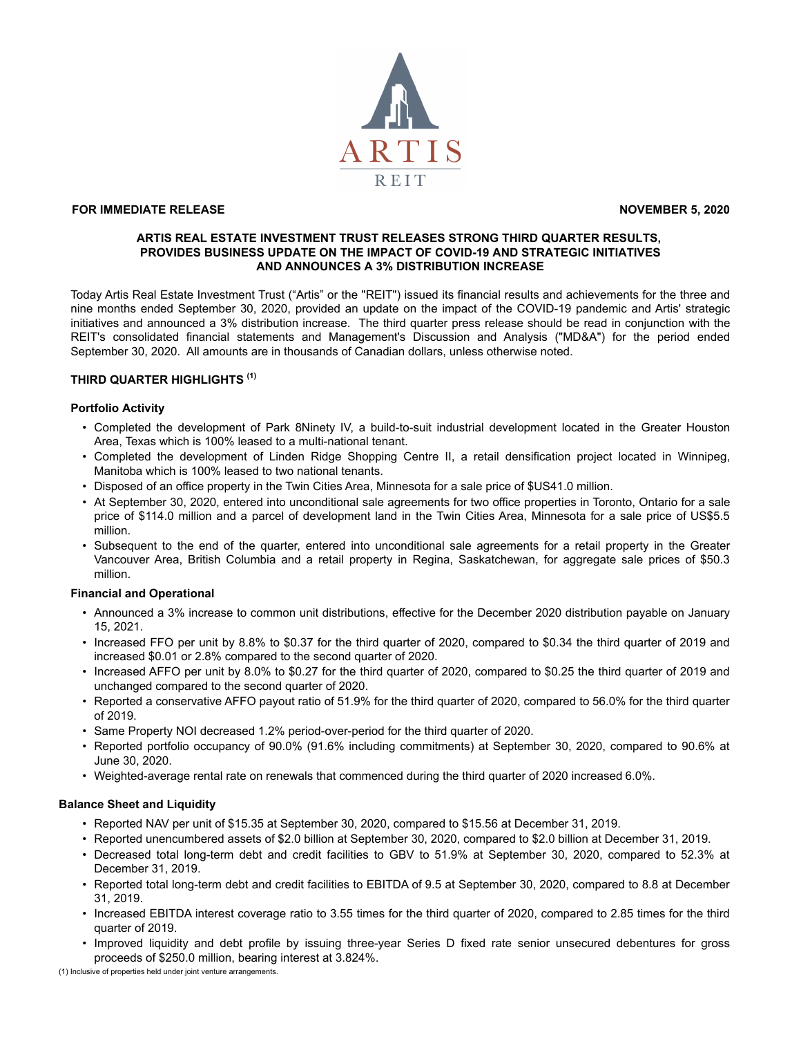**FOR IMMEDIATE RELEASE** **NOVEMBER 5, 2020**

# ARTIS REAL ESTATE INVESTMENT TRUST RELEASES STRONG THIRD QUARTER RESULTS, PROVIDES BUSINESS UPDATE ON THE IMPACT OF COVID-19 AND STRATEGIC INITIATIVES AND ANNOUNCES A 3% DISTRIBUTION INCREASE

Today Artis Real Estate Investment Trust ("Artis" or the "REIT") issued its financial results and achievements for the three and nine months ended September 30, 2020, provided an update on the impact of the COVID-19 pandemic and Artis' strategic initiatives and announced a 3% distribution increase. The third quarter press release should be read in conjunction with the REIT's consolidated financial statements and Management's Discussion and Analysis ("MD&A") for the period ended September 30, 2020. All amounts are in thousands of Canadian dollars, unless otherwise noted.

## THIRD QUARTER HIGHLIGHTS [(1)]

### Portfolio Activity

- Completed the development of Park 8Ninety IV, a build-to-suit industrial development located in the Greater Houston Area, Texas which is 100% leased to a multi-national tenant.
- Completed the development of Linden Ridge Shopping Centre II, a retail densification project located in Winnipeg, Manitoba which is 100% leased to two national tenants.
- Disposed of an office property in the Twin Cities Area, Minnesota for a sale price of $US41.0 million.
- At September 30, 2020, entered into unconditional sale agreements for two office properties in Toronto, Ontario for a sale price of $114.0 million and a parcel of development land in the Twin Cities Area, Minnesota for a sale price of US$5.5 million.
- Subsequent to the end of the quarter, entered into unconditional sale agreements for a retail property in the Greater Vancouver Area, British Columbia and a retail property in Regina, Saskatchewan, for aggregate sale prices of $50.3 million.

### Financial and Operational

- Announced a 3% increase to common unit distributions, effective for the December 2020 distribution payable on January 15, 2021.
- Increased FFO per unit by 8.8% to $0.37 for the third quarter of 2020, compared to $0.34 the third quarter of 2019 and increased $0.01 or 2.8% compared to the second quarter of 2020.
- Increased AFFO per unit by 8.0% to $0.27 for the third quarter of 2020, compared to $0.25 the third quarter of 2019 and unchanged compared to the second quarter of 2020.
- Reported a conservative AFFO payout ratio of 51.9% for the third quarter of 2020, compared to 56.0% for the third quarter of 2019.
- Same Property NOI decreased 1.2% period-over-period for the third quarter of 2020.
- Reported portfolio occupancy of 90.0% (91.6% including commitments) at September 30, 2020, compared to 90.6% at June 30, 2020.
- Weighted-average rental rate on renewals that commenced during the third quarter of 2020 increased 6.0%.

### Balance Sheet and Liquidity

- Reported NAV per unit of $15.35 at September 30, 2020, compared to $15.56 at December 31, 2019.
- Reported unencumbered assets of $2.0 billion at September 30, 2020, compared to $2.0 billion at December 31, 2019.
- Decreased total long-term debt and credit facilities to GBV to 51.9% at September 30, 2020, compared to 52.3% at December 31, 2019.
- Reported total long-term debt and credit facilities to EBITDA of 9.5 at September 30, 2020, compared to 8.8 at December 31, 2019.
- Increased EBITDA interest coverage ratio to 3.55 times for the third quarter of 2020, compared to 2.85 times for the third quarter of 2019.
- Improved liquidity and debt profile by issuing three-year Series D fixed rate senior unsecured debentures for gross proceeds of $250.0 million, bearing interest at 3.824%.

(1) Inclusive of properties held under joint venture arrangements.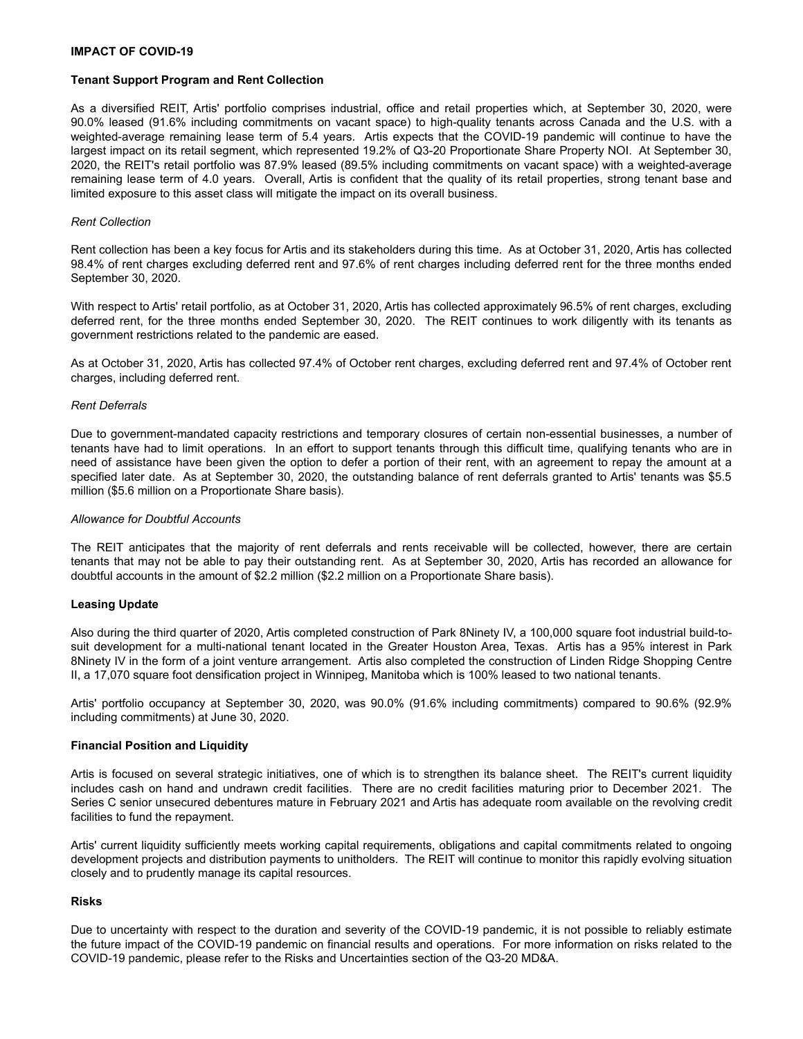## IMPACT OF COVID-19

### Tenant Support Program and Rent Collection

As a diversified REIT, Artis' portfolio comprises industrial, office and retail properties which, at September 30, 2020, were 90.0% leased (91.6% including commitments on vacant space) to high-quality tenants across Canada and the U.S. with a weighted-average remaining lease term of 5.4 years. Artis expects that the COVID-19 pandemic will continue to have the largest impact on its retail segment, which represented 19.2% of Q3-20 Proportionate Share Property NOI. At September 30, 2020, the REIT's retail portfolio was 87.9% leased (89.5% including commitments on vacant space) with a weighted-average remaining lease term of 4.0 years. Overall, Artis is confident that the quality of its retail properties, strong tenant base and limited exposure to this asset class will mitigate the impact on its overall business.

*Rent Collection*

Rent collection has been a key focus for Artis and its stakeholders during this time. As at October 31, 2020, Artis has collected 98.4% of rent charges excluding deferred rent and 97.6% of rent charges including deferred rent for the three months ended September 30, 2020.

With respect to Artis' retail portfolio, as at October 31, 2020, Artis has collected approximately 96.5% of rent charges, excluding deferred rent, for the three months ended September 30, 2020. The REIT continues to work diligently with its tenants as government restrictions related to the pandemic are eased.

As at October 31, 2020, Artis has collected 97.4% of October rent charges, excluding deferred rent and 97.4% of October rent charges, including deferred rent.

*Rent Deferrals*

Due to government-mandated capacity restrictions and temporary closures of certain non-essential businesses, a number of tenants have had to limit operations. In an effort to support tenants through this difficult time, qualifying tenants who are in need of assistance have been given the option to defer a portion of their rent, with an agreement to repay the amount at a specified later date. As at September 30, 2020, the outstanding balance of rent deferrals granted to Artis' tenants was $5.5 million ($5.6 million on a Proportionate Share basis).

*Allowance for Doubtful Accounts*

The REIT anticipates that the majority of rent deferrals and rents receivable will be collected, however, there are certain tenants that may not be able to pay their outstanding rent. As at September 30, 2020, Artis has recorded an allowance for doubtful accounts in the amount of $2.2 million ($2.2 million on a Proportionate Share basis).

### Leasing Update

Also during the third quarter of 2020, Artis completed construction of Park 8Ninety IV, a 100,000 square foot industrial build-to-suit development for a multi-national tenant located in the Greater Houston Area, Texas. Artis has a 95% interest in Park 8Ninety IV in the form of a joint venture arrangement. Artis also completed the construction of Linden Ridge Shopping Centre II, a 17,070 square foot densification project in Winnipeg, Manitoba which is 100% leased to two national tenants.

Artis' portfolio occupancy at September 30, 2020, was 90.0% (91.6% including commitments) compared to 90.6% (92.9% including commitments) at June 30, 2020.

### Financial Position and Liquidity

Artis is focused on several strategic initiatives, one of which is to strengthen its balance sheet. The REIT's current liquidity includes cash on hand and undrawn credit facilities. There are no credit facilities maturing prior to December 2021. The Series C senior unsecured debentures mature in February 2021 and Artis has adequate room available on the revolving credit facilities to fund the repayment.

Artis' current liquidity sufficiently meets working capital requirements, obligations and capital commitments related to ongoing development projects and distribution payments to unitholders. The REIT will continue to monitor this rapidly evolving situation closely and to prudently manage its capital resources.

### Risks

Due to uncertainty with respect to the duration and severity of the COVID-19 pandemic, it is not possible to reliably estimate the future impact of the COVID-19 pandemic on financial results and operations. For more information on risks related to the COVID-19 pandemic, please refer to the Risks and Uncertainties section of the Q3-20 MD&A.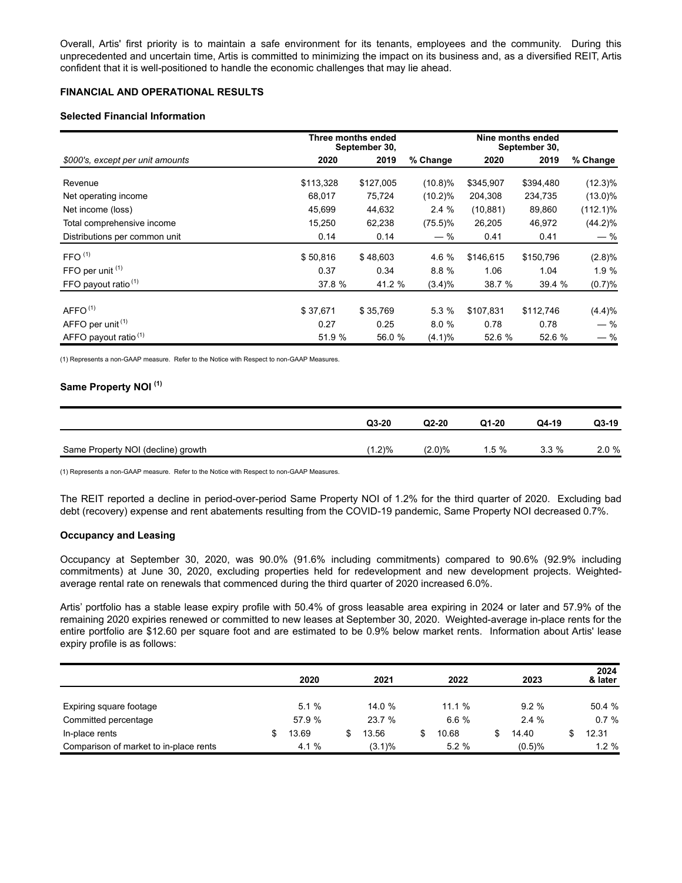Overall, Artis' first priority is to maintain a safe environment for its tenants, employees and the community. During this unprecedented and uncertain time, Artis is committed to minimizing the impact on its business and, as a diversified REIT, Artis confident that it is well-positioned to handle the economic challenges that may lie ahead.

**FINANCIAL AND OPERATIONAL RESULTS**

**Selected Financial Information**

| | Three months ended September 30, | | | Nine months ended September 30, | | |
|---|---|---|---|---|---|---|
| *$000's, except per unit amounts* | 2020 | 2019 | % Change | 2020 | 2019 | % Change |
| Revenue | $113,328 | $127,005 | (10.8)% | $345,907 | $394,480 | (12.3)% |
| Net operating income | 68,017 | 75,724 | (10.2)% | 204,308 | 234,735 | (13.0)% |
| Net income (loss) | 45,699 | 44,632 | 2.4 % | (10,881) | 89,860 | (112.1)% |
| Total comprehensive income | 15,250 | 62,238 | (75.5)% | 26,205 | 46,972 | (44.2)% |
| Distributions per common unit | 0.14 | 0.14 | — % | 0.41 | 0.41 | — % |
| FFO (1) | $ 50,816 | $ 48,603 | 4.6 % | $146,615 | $150,796 | (2.8)% |
| FFO per unit (1) | 0.37 | 0.34 | 8.8 % | 1.06 | 1.04 | 1.9 % |
| FFO payout ratio (1) | 37.8 % | 41.2 % | (3.4)% | 38.7 % | 39.4 % | (0.7)% |
| AFFO (1) | $ 37,671 | $ 35,769 | 5.3 % | $107,831 | $112,746 | (4.4)% |
| AFFO per unit (1) | 0.27 | 0.25 | 8.0 % | 0.78 | 0.78 | — % |
| AFFO payout ratio (1) | 51.9 % | 56.0 % | (4.1)% | 52.6 % | 52.6 % | — % |

(1) Represents a non-GAAP measure. Refer to the Notice with Respect to non-GAAP Measures.

**Same Property NOI (1)**

| | Q3-20 | Q2-20 | Q1-20 | Q4-19 | Q3-19 |
|---|---|---|---|---|---|
| Same Property NOI (decline) growth | (1.2)% | (2.0)% | 1.5 % | 3.3 % | 2.0 % |

(1) Represents a non-GAAP measure. Refer to the Notice with Respect to non-GAAP Measures.

The REIT reported a decline in period-over-period Same Property NOI of 1.2% for the third quarter of 2020. Excluding bad debt (recovery) expense and rent abatements resulting from the COVID-19 pandemic, Same Property NOI decreased 0.7%.

**Occupancy and Leasing**

Occupancy at September 30, 2020, was 90.0% (91.6% including commitments) compared to 90.6% (92.9% including commitments) at June 30, 2020, excluding properties held for redevelopment and new development projects. Weighted-average rental rate on renewals that commenced during the third quarter of 2020 increased 6.0%.

Artis' portfolio has a stable lease expiry profile with 50.4% of gross leasable area expiring in 2024 or later and 57.9% of the remaining 2020 expiries renewed or committed to new leases at September 30, 2020. Weighted-average in-place rents for the entire portfolio are $12.60 per square foot and are estimated to be 0.9% below market rents. Information about Artis' lease expiry profile is as follows:

| | 2020 | 2021 | 2022 | 2023 | 2024 & later |
|---|---|---|---|---|---|
| Expiring square footage | 5.1 % | 14.0 % | 11.1 % | 9.2 % | 50.4 % |
| Committed percentage | 57.9 % | 23.7 % | 6.6 % | 2.4 % | 0.7 % |
| In-place rents | $ 13.69 | $ 13.56 | $ 10.68 | $ 14.40 | $ 12.31 |
| Comparison of market to in-place rents | 4.1 % | (3.1)% | 5.2 % | (0.5)% | 1.2 % |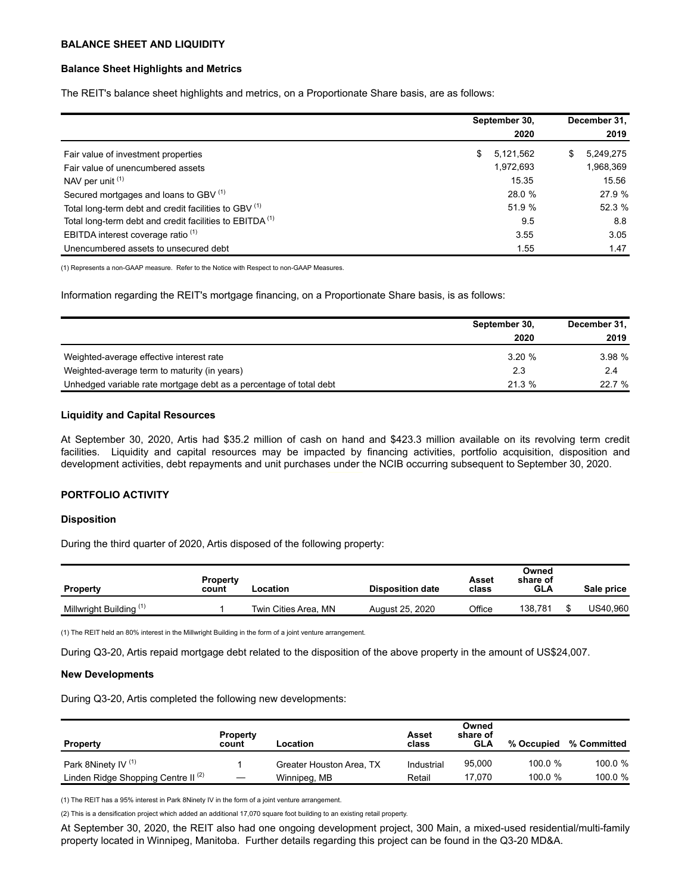## BALANCE SHEET AND LIQUIDITY

### Balance Sheet Highlights and Metrics

The REIT's balance sheet highlights and metrics, on a Proportionate Share basis, are as follows:

| | September 30, 2020 | December 31, 2019 |
|---|---|---|
| Fair value of investment properties | $ 5,121,562 | $ 5,249,275 |
| Fair value of unencumbered assets | 1,972,693 | 1,968,369 |
| NAV per unit [(1)] | 15.35 | 15.56 |
| Secured mortgages and loans to GBV [(1)] | 28.0 % | 27.9 % |
| Total long-term debt and credit facilities to GBV [(1)] | 51.9 % | 52.3 % |
| Total long-term debt and credit facilities to EBITDA [(1)] | 9.5 | 8.8 |
| EBITDA interest coverage ratio [(1)] | 3.55 | 3.05 |
| Unencumbered assets to unsecured debt | 1.55 | 1.47 |

(1) Represents a non-GAAP measure. Refer to the Notice with Respect to non-GAAP Measures.

Information regarding the REIT's mortgage financing, on a Proportionate Share basis, is as follows:

| | September 30, 2020 | December 31, 2019 |
|---|---|---|
| Weighted-average effective interest rate | 3.20 % | 3.98 % |
| Weighted-average term to maturity (in years) | 2.3 | 2.4 |
| Unhedged variable rate mortgage debt as a percentage of total debt | 21.3 % | 22.7 % |

### Liquidity and Capital Resources

At September 30, 2020, Artis had $35.2 million of cash on hand and $423.3 million available on its revolving term credit facilities. Liquidity and capital resources may be impacted by financing activities, portfolio acquisition, disposition and development activities, debt repayments and unit purchases under the NCIB occurring subsequent to September 30, 2020.

## PORTFOLIO ACTIVITY

### Disposition

During the third quarter of 2020, Artis disposed of the following property:

| Property | Property count | Location | Disposition date | Asset class | Owned share of GLA | Sale price |
|---|---|---|---|---|---|---|
| Millwright Building [(1)] | 1 | Twin Cities Area, MN | August 25, 2020 | Office | 138,781 | $ US40,960 |

(1) The REIT held an 80% interest in the Millwright Building in the form of a joint venture arrangement.

During Q3-20, Artis repaid mortgage debt related to the disposition of the above property in the amount of US$24,007.

### New Developments

During Q3-20, Artis completed the following new developments:

| Property | Property count | Location | Asset class | Owned share of GLA | % Occupied | % Committed |
|---|---|---|---|---|---|---|
| Park 8Ninety IV [(1)] | 1 | Greater Houston Area, TX | Industrial | 95,000 | 100.0 % | 100.0 % |
| Linden Ridge Shopping Centre II [(2)] | — | Winnipeg, MB | Retail | 17,070 | 100.0 % | 100.0 % |

(1) The REIT has a 95% interest in Park 8Ninety IV in the form of a joint venture arrangement.

(2) This is a densification project which added an additional 17,070 square foot building to an existing retail property.

At September 30, 2020, the REIT also had one ongoing development project, 300 Main, a mixed-used residential/multi-family property located in Winnipeg, Manitoba. Further details regarding this project can be found in the Q3-20 MD&A.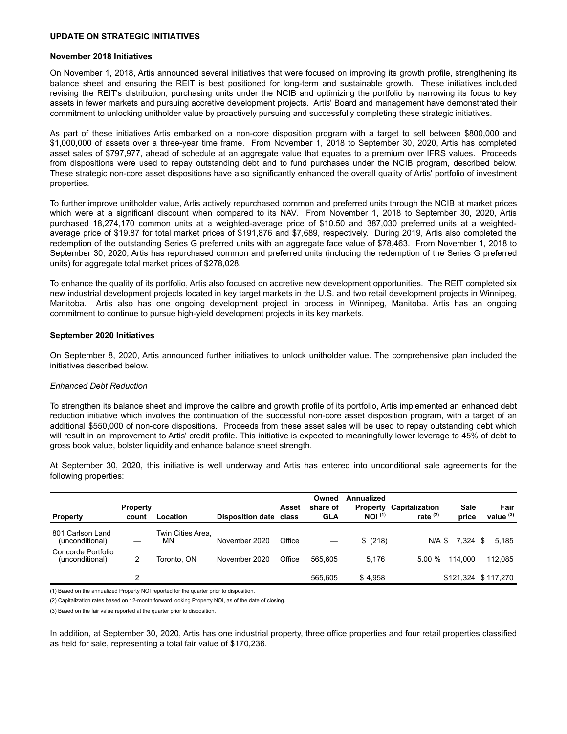## UPDATE ON STRATEGIC INITIATIVES

### November 2018 Initiatives

On November 1, 2018, Artis announced several initiatives that were focused on improving its growth profile, strengthening its balance sheet and ensuring the REIT is best positioned for long-term and sustainable growth. These initiatives included revising the REIT's distribution, purchasing units under the NCIB and optimizing the portfolio by narrowing its focus to key assets in fewer markets and pursuing accretive development projects. Artis' Board and management have demonstrated their commitment to unlocking unitholder value by proactively pursuing and successfully completing these strategic initiatives.

As part of these initiatives Artis embarked on a non-core disposition program with a target to sell between $800,000 and $1,000,000 of assets over a three-year time frame. From November 1, 2018 to September 30, 2020, Artis has completed asset sales of $797,977, ahead of schedule at an aggregate value that equates to a premium over IFRS values. Proceeds from dispositions were used to repay outstanding debt and to fund purchases under the NCIB program, described below. These strategic non-core asset dispositions have also significantly enhanced the overall quality of Artis' portfolio of investment properties.

To further improve unitholder value, Artis actively repurchased common and preferred units through the NCIB at market prices which were at a significant discount when compared to its NAV. From November 1, 2018 to September 30, 2020, Artis purchased 18,274,170 common units at a weighted-average price of $10.50 and 387,030 preferred units at a weighted-average price of $19.87 for total market prices of $191,876 and $7,689, respectively. During 2019, Artis also completed the redemption of the outstanding Series G preferred units with an aggregate face value of $78,463. From November 1, 2018 to September 30, 2020, Artis has repurchased common and preferred units (including the redemption of the Series G preferred units) for aggregate total market prices of $278,028.

To enhance the quality of its portfolio, Artis also focused on accretive new development opportunities. The REIT completed six new industrial development projects located in key target markets in the U.S. and two retail development projects in Winnipeg, Manitoba. Artis also has one ongoing development project in process in Winnipeg, Manitoba. Artis has an ongoing commitment to continue to pursue high-yield development projects in its key markets.

### September 2020 Initiatives

On September 8, 2020, Artis announced further initiatives to unlock unitholder value. The comprehensive plan included the initiatives described below.

*Enhanced Debt Reduction*

To strengthen its balance sheet and improve the calibre and growth profile of its portfolio, Artis implemented an enhanced debt reduction initiative which involves the continuation of the successful non-core asset disposition program, with a target of an additional $550,000 of non-core dispositions. Proceeds from these asset sales will be used to repay outstanding debt which will result in an improvement to Artis' credit profile. This initiative is expected to meaningfully lower leverage to 45% of debt to gross book value, bolster liquidity and enhance balance sheet strength.

At September 30, 2020, this initiative is well underway and Artis has entered into unconditional sale agreements for the following properties:

| Property | Property count | Location | Disposition date | Asset class | Owned share of GLA | Annualized Property NOI (1) | Capitalization rate (2) | Sale price | Fair value (3) |
|---|---|---|---|---|---|---|---|---|---|
| 801 Carlson Land (unconditional) | — | Twin Cities Area, MN | November 2020 | Office | — | $ (218) | N/A | $ 7,324 | $ 5,185 |
| Concorde Portfolio (unconditional) | 2 | Toronto, ON | November 2020 | Office | 565,605 | 5,176 | 5.00 % | 114,000 | 112,085 |
| | 2 | | | | 565,605 | $ 4,958 | | $121,324 | $ 117,270 |

(1) Based on the annualized Property NOI reported for the quarter prior to disposition.

(2) Capitalization rates based on 12-month forward looking Property NOI, as of the date of closing.

(3) Based on the fair value reported at the quarter prior to disposition.

In addition, at September 30, 2020, Artis has one industrial property, three office properties and four retail properties classified as held for sale, representing a total fair value of $170,236.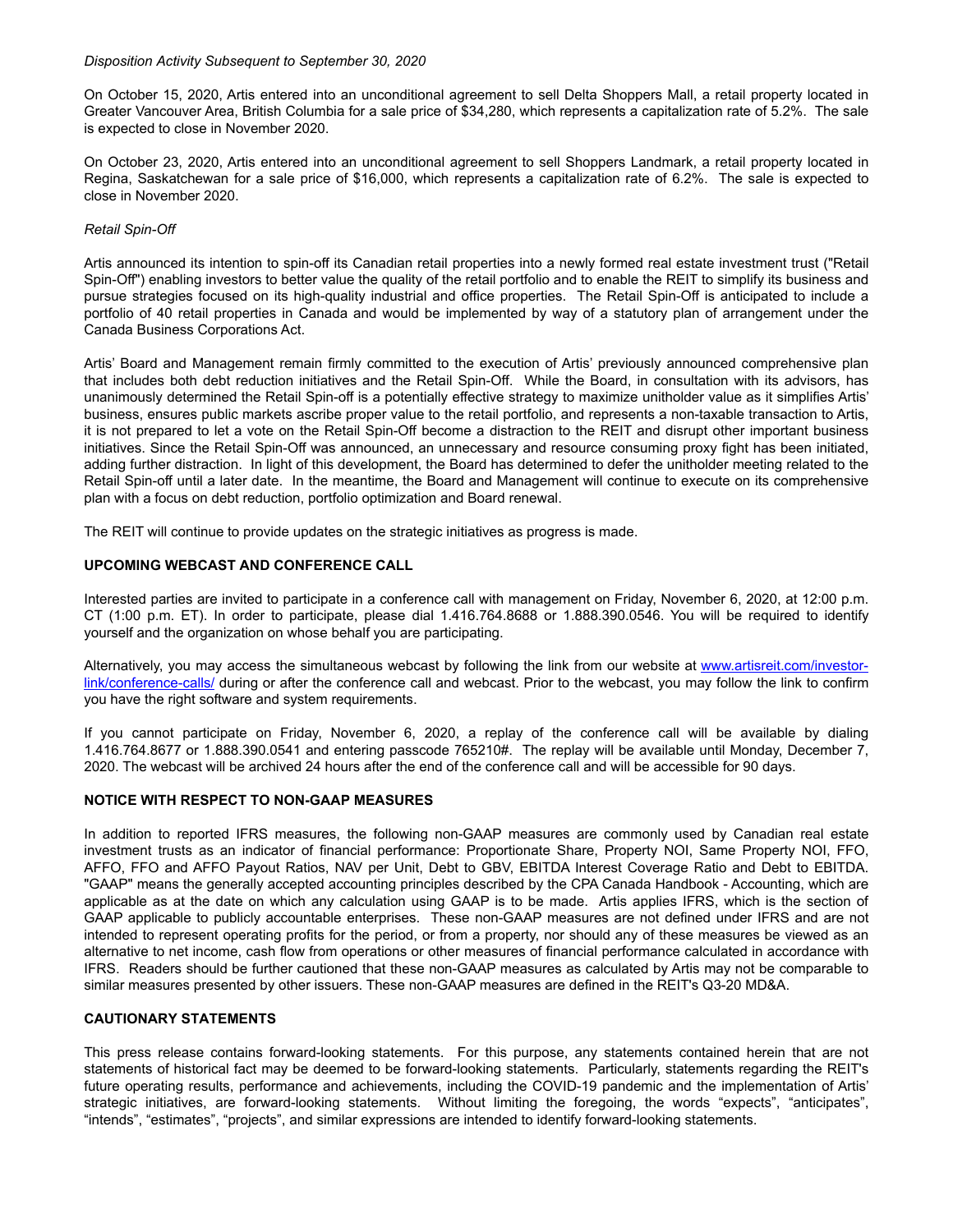*Disposition Activity Subsequent to September 30, 2020*

On October 15, 2020, Artis entered into an unconditional agreement to sell Delta Shoppers Mall, a retail property located in Greater Vancouver Area, British Columbia for a sale price of $34,280, which represents a capitalization rate of 5.2%. The sale is expected to close in November 2020.

On October 23, 2020, Artis entered into an unconditional agreement to sell Shoppers Landmark, a retail property located in Regina, Saskatchewan for a sale price of $16,000, which represents a capitalization rate of 6.2%. The sale is expected to close in November 2020.

*Retail Spin-Off*

Artis announced its intention to spin-off its Canadian retail properties into a newly formed real estate investment trust ("Retail Spin-Off") enabling investors to better value the quality of the retail portfolio and to enable the REIT to simplify its business and pursue strategies focused on its high-quality industrial and office properties. The Retail Spin-Off is anticipated to include a portfolio of 40 retail properties in Canada and would be implemented by way of a statutory plan of arrangement under the Canada Business Corporations Act.

Artis' Board and Management remain firmly committed to the execution of Artis' previously announced comprehensive plan that includes both debt reduction initiatives and the Retail Spin-Off. While the Board, in consultation with its advisors, has unanimously determined the Retail Spin-off is a potentially effective strategy to maximize unitholder value as it simplifies Artis' business, ensures public markets ascribe proper value to the retail portfolio, and represents a non-taxable transaction to Artis, it is not prepared to let a vote on the Retail Spin-Off become a distraction to the REIT and disrupt other important business initiatives. Since the Retail Spin-Off was announced, an unnecessary and resource consuming proxy fight has been initiated, adding further distraction. In light of this development, the Board has determined to defer the unitholder meeting related to the Retail Spin-off until a later date. In the meantime, the Board and Management will continue to execute on its comprehensive plan with a focus on debt reduction, portfolio optimization and Board renewal.

The REIT will continue to provide updates on the strategic initiatives as progress is made.

## UPCOMING WEBCAST AND CONFERENCE CALL

Interested parties are invited to participate in a conference call with management on Friday, November 6, 2020, at 12:00 p.m. CT (1:00 p.m. ET). In order to participate, please dial 1.416.764.8688 or 1.888.390.0546. You will be required to identify yourself and the organization on whose behalf you are participating.

Alternatively, you may access the simultaneous webcast by following the link from our website at [www.artisreit.com/investor-link/conference-calls/](http://www.artisreit.com/investor-link/conference-calls/) during or after the conference call and webcast. Prior to the webcast, you may follow the link to confirm you have the right software and system requirements.

If you cannot participate on Friday, November 6, 2020, a replay of the conference call will be available by dialing 1.416.764.8677 or 1.888.390.0541 and entering passcode 765210#. The replay will be available until Monday, December 7, 2020. The webcast will be archived 24 hours after the end of the conference call and will be accessible for 90 days.

## NOTICE WITH RESPECT TO NON-GAAP MEASURES

In addition to reported IFRS measures, the following non-GAAP measures are commonly used by Canadian real estate investment trusts as an indicator of financial performance: Proportionate Share, Property NOI, Same Property NOI, FFO, AFFO, FFO and AFFO Payout Ratios, NAV per Unit, Debt to GBV, EBITDA Interest Coverage Ratio and Debt to EBITDA. "GAAP" means the generally accepted accounting principles described by the CPA Canada Handbook - Accounting, which are applicable as at the date on which any calculation using GAAP is to be made. Artis applies IFRS, which is the section of GAAP applicable to publicly accountable enterprises. These non-GAAP measures are not defined under IFRS and are not intended to represent operating profits for the period, or from a property, nor should any of these measures be viewed as an alternative to net income, cash flow from operations or other measures of financial performance calculated in accordance with IFRS. Readers should be further cautioned that these non-GAAP measures as calculated by Artis may not be comparable to similar measures presented by other issuers. These non-GAAP measures are defined in the REIT's Q3-20 MD&A.

## CAUTIONARY STATEMENTS

This press release contains forward-looking statements. For this purpose, any statements contained herein that are not statements of historical fact may be deemed to be forward-looking statements. Particularly, statements regarding the REIT's future operating results, performance and achievements, including the COVID-19 pandemic and the implementation of Artis' strategic initiatives, are forward-looking statements. Without limiting the foregoing, the words "expects", "anticipates", "intends", "estimates", "projects", and similar expressions are intended to identify forward-looking statements.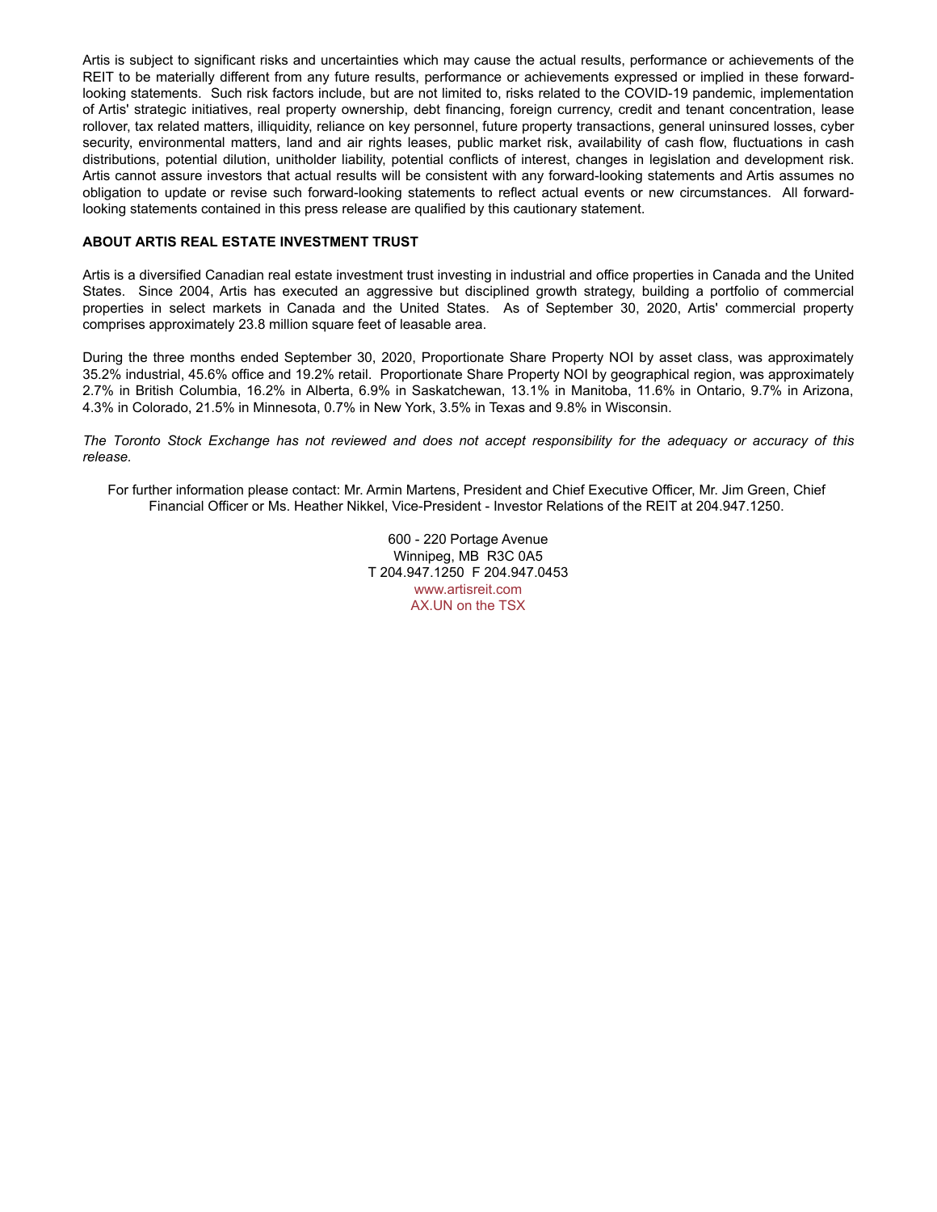Artis is subject to significant risks and uncertainties which may cause the actual results, performance or achievements of the REIT to be materially different from any future results, performance or achievements expressed or implied in these forward-looking statements. Such risk factors include, but are not limited to, risks related to the COVID-19 pandemic, implementation of Artis' strategic initiatives, real property ownership, debt financing, foreign currency, credit and tenant concentration, lease rollover, tax related matters, illiquidity, reliance on key personnel, future property transactions, general uninsured losses, cyber security, environmental matters, land and air rights leases, public market risk, availability of cash flow, fluctuations in cash distributions, potential dilution, unitholder liability, potential conflicts of interest, changes in legislation and development risk. Artis cannot assure investors that actual results will be consistent with any forward-looking statements and Artis assumes no obligation to update or revise such forward-looking statements to reflect actual events or new circumstances. All forward-looking statements contained in this press release are qualified by this cautionary statement.

**ABOUT ARTIS REAL ESTATE INVESTMENT TRUST**

Artis is a diversified Canadian real estate investment trust investing in industrial and office properties in Canada and the United States. Since 2004, Artis has executed an aggressive but disciplined growth strategy, building a portfolio of commercial properties in select markets in Canada and the United States. As of September 30, 2020, Artis' commercial property comprises approximately 23.8 million square feet of leasable area.

During the three months ended September 30, 2020, Proportionate Share Property NOI by asset class, was approximately 35.2% industrial, 45.6% office and 19.2% retail. Proportionate Share Property NOI by geographical region, was approximately 2.7% in British Columbia, 16.2% in Alberta, 6.9% in Saskatchewan, 13.1% in Manitoba, 11.6% in Ontario, 9.7% in Arizona, 4.3% in Colorado, 21.5% in Minnesota, 0.7% in New York, 3.5% in Texas and 9.8% in Wisconsin.

*The Toronto Stock Exchange has not reviewed and does not accept responsibility for the adequacy or accuracy of this release.*

For further information please contact: Mr. Armin Martens, President and Chief Executive Officer, Mr. Jim Green, Chief Financial Officer or Ms. Heather Nikkel, Vice-President - Investor Relations of the REIT at 204.947.1250.

600 - 220 Portage Avenue
Winnipeg, MB R3C 0A5
T 204.947.1250 F 204.947.0453
www.artisreit.com
AX.UN on the TSX